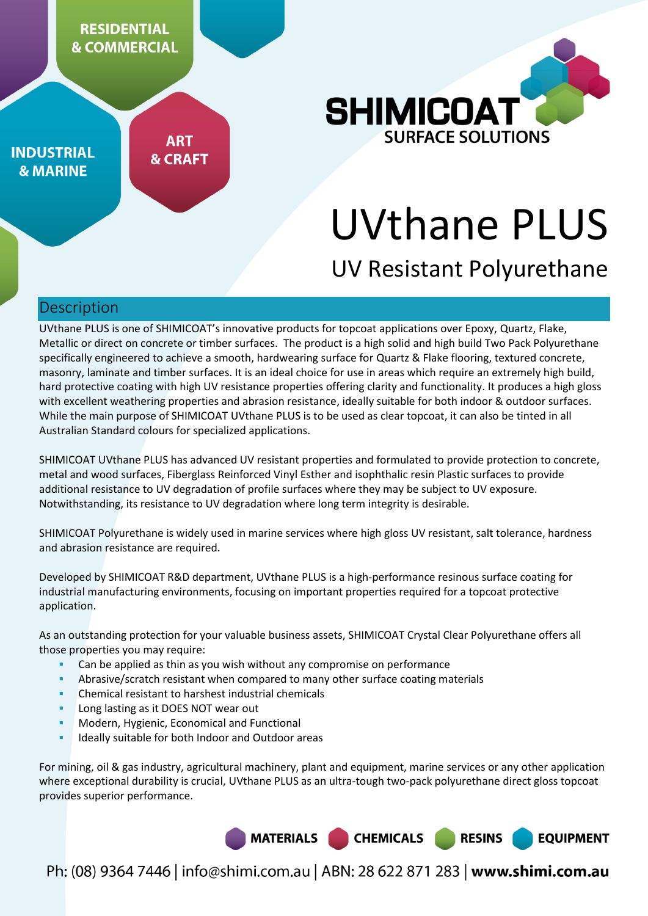RESIDENTIAL & COMMERCIAL

INDUSTRIAL & MARINE

ART & CRAFT

SHIMICOAT SURFACE SOLUTIONS

# UVthane PLUS

## UV Resistant Polyurethane

## Description

UVthane PLUS is one of SHIMICOAT's innovative products for topcoat applications over Epoxy, Quartz, Flake, Metallic or direct on concrete or timber surfaces. The product is a high solid and high build Two Pack Polyurethane specifically engineered to achieve a smooth, hardwearing surface for Quartz & Flake flooring, textured concrete, masonry, laminate and timber surfaces. It is an ideal choice for use in areas which require an extremely high build, hard protective coating with high UV resistance properties offering clarity and functionality. It produces a high gloss with excellent weathering properties and abrasion resistance, ideally suitable for both indoor & outdoor surfaces. While the main purpose of SHIMICOAT UVthane PLUS is to be used as clear topcoat, it can also be tinted in all Australian Standard colours for specialized applications.

SHIMICOAT UVthane PLUS has advanced UV resistant properties and formulated to provide protection to concrete, metal and wood surfaces, Fiberglass Reinforced Vinyl Esther and isophthalic resin Plastic surfaces to provide additional resistance to UV degradation of profile surfaces where they may be subject to UV exposure. Notwithstanding, its resistance to UV degradation where long term integrity is desirable.

SHIMICOAT Polyurethane is widely used in marine services where high gloss UV resistant, salt tolerance, hardness and abrasion resistance are required.

Developed by SHIMICOAT R&D department, UVthane PLUS is a high-performance resinous surface coating for industrial manufacturing environments, focusing on important properties required for a topcoat protective application.

As an outstanding protection for your valuable business assets, SHIMICOAT Crystal Clear Polyurethane offers all those properties you may require:

- Can be applied as thin as you wish without any compromise on performance
- Abrasive/scratch resistant when compared to many other surface coating materials
- Chemical resistant to harshest industrial chemicals
- Long lasting as it DOES NOT wear out
- Modern, Hygienic, Economical and Functional
- Ideally suitable for both Indoor and Outdoor areas

For mining, oil & gas industry, agricultural machinery, plant and equipment, marine services or any other application where exceptional durability is crucial, UVthane PLUS as an ultra-tough two-pack polyurethane direct gloss topcoat provides superior performance.

MATERIALS CHEMICALS RESINS EQUIPMENT

Ph: (08) 9364 7446 | info@shimi.com.au | ABN: 28 622 871 283 | **www.shimi.com.au**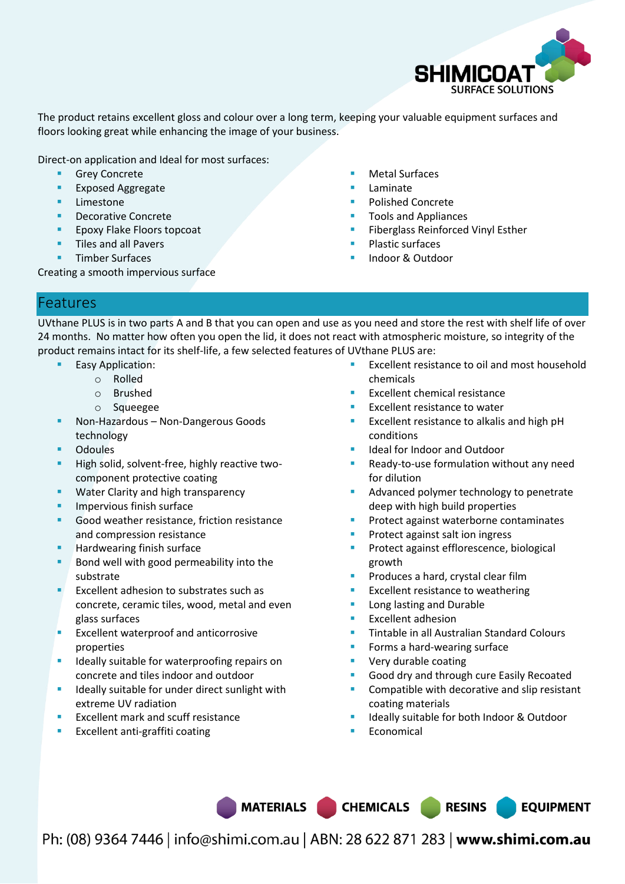The product retains excellent gloss and colour over a long term, keeping your valuable equipment surfaces and floors looking great while enhancing the image of your business.

Direct-on application and Ideal for most surfaces:

- Grey Concrete
- Exposed Aggregate
- Limestone
- Decorative Concrete
- Epoxy Flake Floors topcoat
- Tiles and all Pavers
- Timber Surfaces
- Metal Surfaces
- Laminate
- Polished Concrete
- Tools and Appliances
- Fiberglass Reinforced Vinyl Esther
- Plastic surfaces
- Indoor & Outdoor

Creating a smooth impervious surface

## Features

UVthane PLUS is in two parts A and B that you can open and use as you need and store the rest with shelf life of over 24 months. No matter how often you open the lid, it does not react with atmospheric moisture, so integrity of the product remains intact for its shelf-life, a few selected features of UVthane PLUS are:

- Easy Application:
  - Rolled
  - Brushed
  - Squeegee
- Non-Hazardous – Non-Dangerous Goods technology
- Odoules
- High solid, solvent-free, highly reactive two-component protective coating
- Water Clarity and high transparency
- Impervious finish surface
- Good weather resistance, friction resistance and compression resistance
- Hardwearing finish surface
- Bond well with good permeability into the substrate
- Excellent adhesion to substrates such as concrete, ceramic tiles, wood, metal and even glass surfaces
- Excellent waterproof and anticorrosive properties
- Ideally suitable for waterproofing repairs on concrete and tiles indoor and outdoor
- Ideally suitable for under direct sunlight with extreme UV radiation
- Excellent mark and scuff resistance
- Excellent anti-graffiti coating
- Excellent resistance to oil and most household chemicals
- Excellent chemical resistance
- Excellent resistance to water
- Excellent resistance to alkalis and high pH conditions
- Ideal for Indoor and Outdoor
- Ready-to-use formulation without any need for dilution
- Advanced polymer technology to penetrate deep with high build properties
- Protect against waterborne contaminates
- Protect against salt ion ingress
- Protect against efflorescence, biological growth
- Produces a hard, crystal clear film
- Excellent resistance to weathering
- Long lasting and Durable
- Excellent adhesion
- Tintable in all Australian Standard Colours
- Forms a hard-wearing surface
- Very durable coating
- Good dry and through cure Easily Recoated
- Compatible with decorative and slip resistant coating materials
- Ideally suitable for both Indoor & Outdoor
- Economical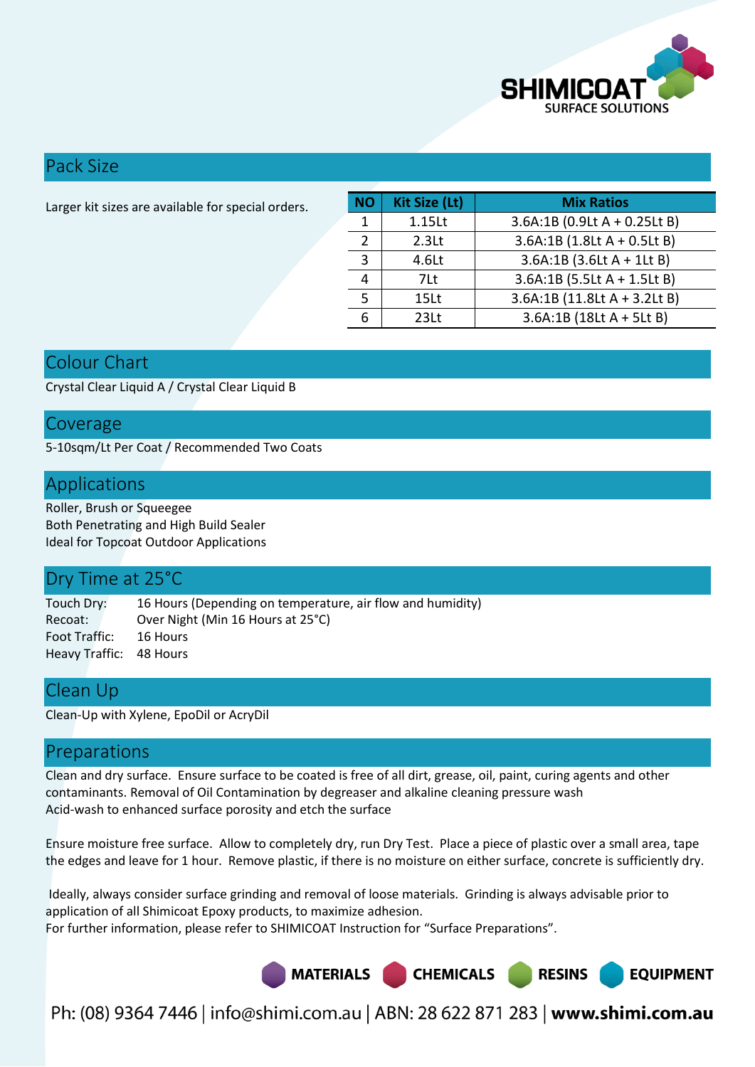## Pack Size

Larger kit sizes are available for special orders.

| NO | Kit Size (Lt) | Mix Ratios |
|---|---|---|
| 1 | 1.15Lt | 3.6A:1B (0.9Lt A + 0.25Lt B) |
| 2 | 2.3Lt | 3.6A:1B (1.8Lt A + 0.5Lt B) |
| 3 | 4.6Lt | 3.6A:1B (3.6Lt A + 1Lt B) |
| 4 | 7Lt | 3.6A:1B (5.5Lt A + 1.5Lt B) |
| 5 | 15Lt | 3.6A:1B (11.8Lt A + 3.2Lt B) |
| 6 | 23Lt | 3.6A:1B (18Lt A + 5Lt B) |

## Colour Chart

Crystal Clear Liquid A / Crystal Clear Liquid B

## Coverage

5-10sqm/Lt Per Coat / Recommended Two Coats

## Applications

Roller, Brush or Squeegee
Both Penetrating and High Build Sealer
Ideal for Topcoat Outdoor Applications

## Dry Time at 25°C

Touch Dry: 16 Hours (Depending on temperature, air flow and humidity)
Recoat: Over Night (Min 16 Hours at 25°C)
Foot Traffic: 16 Hours
Heavy Traffic: 48 Hours

## Clean Up

Clean-Up with Xylene, EpoDil or AcryDil

## Preparations

Clean and dry surface. Ensure surface to be coated is free of all dirt, grease, oil, paint, curing agents and other contaminants. Removal of Oil Contamination by degreaser and alkaline cleaning pressure wash
Acid-wash to enhanced surface porosity and etch the surface

Ensure moisture free surface. Allow to completely dry, run Dry Test. Place a piece of plastic over a small area, tape the edges and leave for 1 hour. Remove plastic, if there is no moisture on either surface, concrete is sufficiently dry.

Ideally, always consider surface grinding and removal of loose materials. Grinding is always advisable prior to application of all Shimicoat Epoxy products, to maximize adhesion.
For further information, please refer to SHIMICOAT Instruction for "Surface Preparations".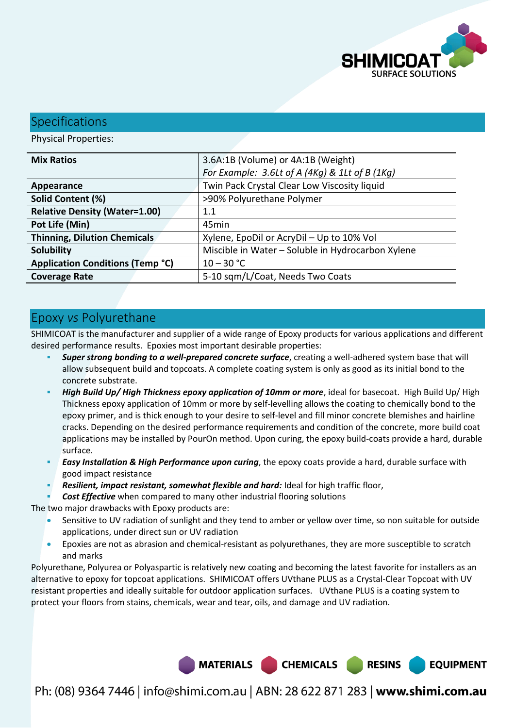## Specifications

Physical Properties:

| | |
|---|---|
| **Mix Ratios** | 3.6A:1B (Volume) or 4A:1B (Weight)<br>*For Example: 3.6Lt of A (4Kg) & 1Lt of B (1Kg)* |
| **Appearance** | Twin Pack Crystal Clear Low Viscosity liquid |
| **Solid Content (%)** | >90% Polyurethane Polymer |
| **Relative Density (Water=1.00)** | 1.1 |
| **Pot Life (Min)** | 45min |
| **Thinning, Dilution Chemicals** | Xylene, EpoDil or AcryDil – Up to 10% Vol |
| **Solubility** | Miscible in Water – Soluble in Hydrocarbon Xylene |
| **Application Conditions (Temp °C)** | 10 – 30 °C |
| **Coverage Rate** | 5-10 sqm/L/Coat, Needs Two Coats |

## Epoxy *vs* Polyurethane

SHIMICOAT is the manufacturer and supplier of a wide range of Epoxy products for various applications and different desired performance results. Epoxies most important desirable properties:

- ***Super strong bonding to a well-prepared concrete surface***, creating a well-adhered system base that will allow subsequent build and topcoats. A complete coating system is only as good as its initial bond to the concrete substrate.
- ***High Build Up/ High Thickness epoxy application of 10mm or more***, ideal for basecoat. High Build Up/ High Thickness epoxy application of 10mm or more by self-levelling allows the coating to chemically bond to the epoxy primer, and is thick enough to your desire to self-level and fill minor concrete blemishes and hairline cracks. Depending on the desired performance requirements and condition of the concrete, more build coat applications may be installed by PourOn method. Upon curing, the epoxy build-coats provide a hard, durable surface.
- ***Easy Installation & High Performance upon curing***, the epoxy coats provide a hard, durable surface with good impact resistance
- ***Resilient, impact resistant, somewhat flexible and hard:*** Ideal for high traffic floor,
- ***Cost Effective*** when compared to many other industrial flooring solutions

The two major drawbacks with Epoxy products are:

- Sensitive to UV radiation of sunlight and they tend to amber or yellow over time, so non suitable for outside applications, under direct sun or UV radiation
- Epoxies are not as abrasion and chemical-resistant as polyurethanes, they are more susceptible to scratch and marks

Polyurethane, Polyurea or Polyaspartic is relatively new coating and becoming the latest favorite for installers as an alternative to epoxy for topcoat applications. SHIMICOAT offers UVthane PLUS as a Crystal-Clear Topcoat with UV resistant properties and ideally suitable for outdoor application surfaces. UVthane PLUS is a coating system to protect your floors from stains, chemicals, wear and tear, oils, and damage and UV radiation.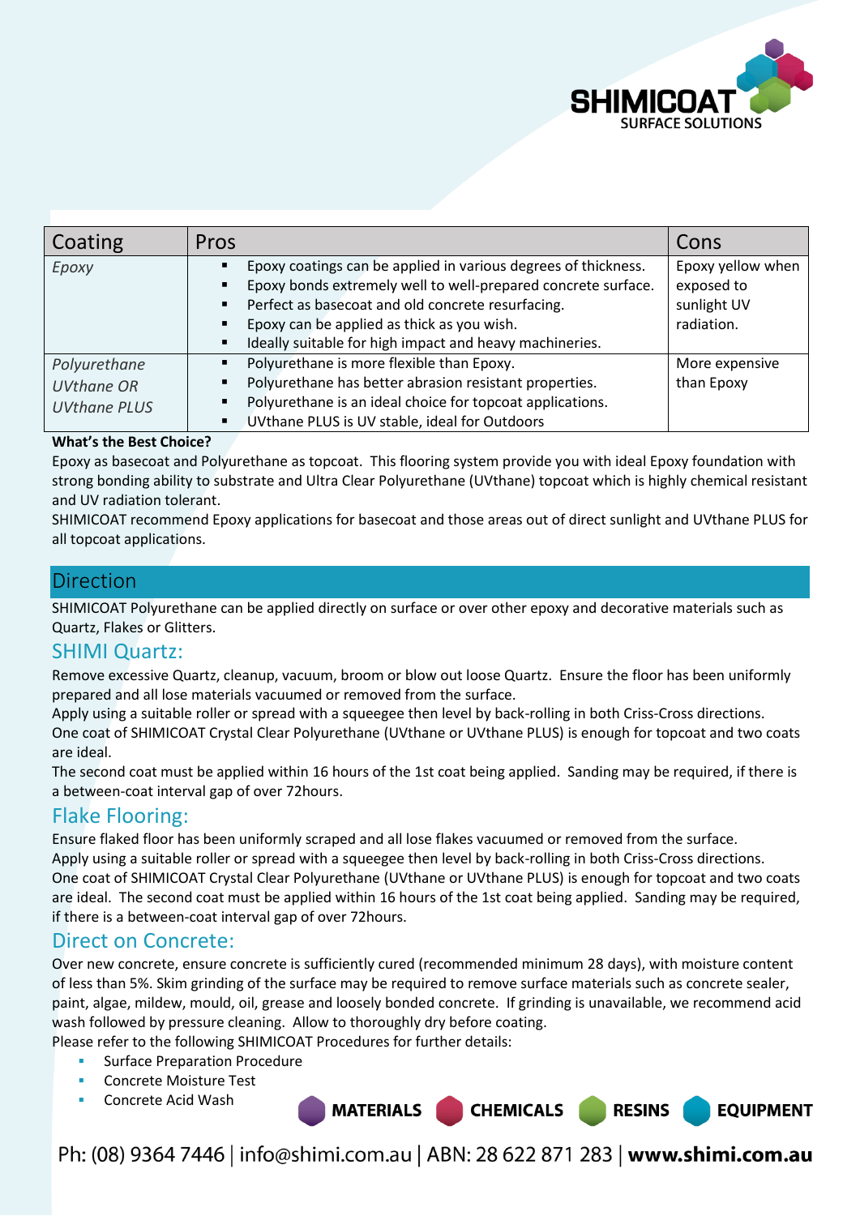| Coating | Pros | Cons |
| --- | --- | --- |
| *Epoxy* | ▪ Epoxy coatings can be applied in various degrees of thickness.<br>▪ Epoxy bonds extremely well to well-prepared concrete surface.<br>▪ Perfect as basecoat and old concrete resurfacing.<br>▪ Epoxy can be applied as thick as you wish.<br>▪ Ideally suitable for high impact and heavy machineries. | Epoxy yellow when exposed to sunlight UV radiation. |
| *Polyurethane UVthane OR UVthane PLUS* | ▪ Polyurethane is more flexible than Epoxy.<br>▪ Polyurethane has better abrasion resistant properties.<br>▪ Polyurethane is an ideal choice for topcoat applications.<br>▪ UVthane PLUS is UV stable, ideal for Outdoors | More expensive than Epoxy |

**What's the Best Choice?**

Epoxy as basecoat and Polyurethane as topcoat. This flooring system provide you with ideal Epoxy foundation with strong bonding ability to substrate and Ultra Clear Polyurethane (UVthane) topcoat which is highly chemical resistant and UV radiation tolerant.

SHIMICOAT recommend Epoxy applications for basecoat and those areas out of direct sunlight and UVthane PLUS for all topcoat applications.

## Direction

SHIMICOAT Polyurethane can be applied directly on surface or over other epoxy and decorative materials such as Quartz, Flakes or Glitters.

### SHIMI Quartz:

Remove excessive Quartz, cleanup, vacuum, broom or blow out loose Quartz. Ensure the floor has been uniformly prepared and all lose materials vacuumed or removed from the surface.

Apply using a suitable roller or spread with a squeegee then level by back-rolling in both Criss-Cross directions.

One coat of SHIMICOAT Crystal Clear Polyurethane (UVthane or UVthane PLUS) is enough for topcoat and two coats are ideal.

The second coat must be applied within 16 hours of the 1st coat being applied. Sanding may be required, if there is a between-coat interval gap of over 72hours.

### Flake Flooring:

Ensure flaked floor has been uniformly scraped and all lose flakes vacuumed or removed from the surface.

Apply using a suitable roller or spread with a squeegee then level by back-rolling in both Criss-Cross directions.

One coat of SHIMICOAT Crystal Clear Polyurethane (UVthane or UVthane PLUS) is enough for topcoat and two coats are ideal. The second coat must be applied within 16 hours of the 1st coat being applied. Sanding may be required, if there is a between-coat interval gap of over 72hours.

### Direct on Concrete:

Over new concrete, ensure concrete is sufficiently cured (recommended minimum 28 days), with moisture content of less than 5%. Skim grinding of the surface may be required to remove surface materials such as concrete sealer, paint, algae, mildew, mould, oil, grease and loosely bonded concrete. If grinding is unavailable, we recommend acid wash followed by pressure cleaning. Allow to thoroughly dry before coating.

Please refer to the following SHIMICOAT Procedures for further details:

- Surface Preparation Procedure
- Concrete Moisture Test
- Concrete Acid Wash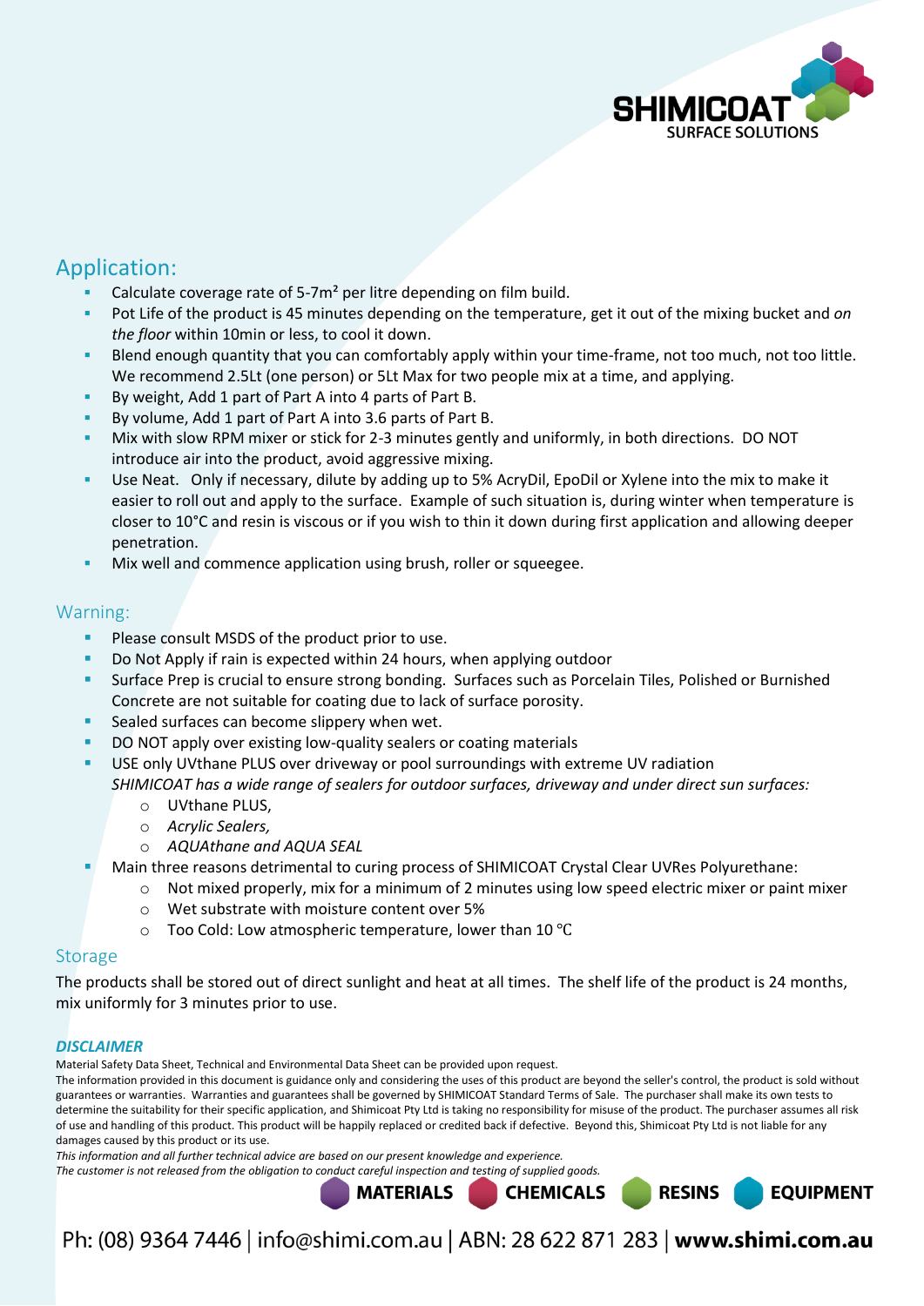## Application:

- Calculate coverage rate of 5-7m² per litre depending on film build.
- Pot Life of the product is 45 minutes depending on the temperature, get it out of the mixing bucket and *on the floor* within 10min or less, to cool it down.
- Blend enough quantity that you can comfortably apply within your time-frame, not too much, not too little. We recommend 2.5Lt (one person) or 5Lt Max for two people mix at a time, and applying.
- By weight, Add 1 part of Part A into 4 parts of Part B.
- By volume, Add 1 part of Part A into 3.6 parts of Part B.
- Mix with slow RPM mixer or stick for 2-3 minutes gently and uniformly, in both directions. DO NOT introduce air into the product, avoid aggressive mixing.
- Use Neat. Only if necessary, dilute by adding up to 5% AcryDil, EpoDil or Xylene into the mix to make it easier to roll out and apply to the surface. Example of such situation is, during winter when temperature is closer to 10°C and resin is viscous or if you wish to thin it down during first application and allowing deeper penetration.
- Mix well and commence application using brush, roller or squeegee.

### Warning:

- Please consult MSDS of the product prior to use.
- Do Not Apply if rain is expected within 24 hours, when applying outdoor
- Surface Prep is crucial to ensure strong bonding. Surfaces such as Porcelain Tiles, Polished or Burnished Concrete are not suitable for coating due to lack of surface porosity.
- Sealed surfaces can become slippery when wet.
- DO NOT apply over existing low-quality sealers or coating materials
- USE only UVthane PLUS over driveway or pool surroundings with extreme UV radiation
  *SHIMICOAT has a wide range of sealers for outdoor surfaces, driveway and under direct sun surfaces:*
  - UVthane PLUS,
  - *Acrylic Sealers,*
  - *AQUAthane and AQUA SEAL*
- Main three reasons detrimental to curing process of SHIMICOAT Crystal Clear UVRes Polyurethane:
  - Not mixed properly, mix for a minimum of 2 minutes using low speed electric mixer or paint mixer
  - Wet substrate with moisture content over 5%
  - Too Cold: Low atmospheric temperature, lower than 10 °C

### Storage

The products shall be stored out of direct sunlight and heat at all times. The shelf life of the product is 24 months, mix uniformly for 3 minutes prior to use.

***DISCLAIMER***

Material Safety Data Sheet, Technical and Environmental Data Sheet can be provided upon request.

The information provided in this document is guidance only and considering the uses of this product are beyond the seller's control, the product is sold without guarantees or warranties. Warranties and guarantees shall be governed by SHIMICOAT Standard Terms of Sale. The purchaser shall make its own tests to determine the suitability for their specific application, and Shimicoat Pty Ltd is taking no responsibility for misuse of the product. The purchaser assumes all risk of use and handling of this product. This product will be happily replaced or credited back if defective. Beyond this, Shimicoat Pty Ltd is not liable for any damages caused by this product or its use.

*This information and all further technical advice are based on our present knowledge and experience.*
*The customer is not released from the obligation to conduct careful inspection and testing of supplied goods.*